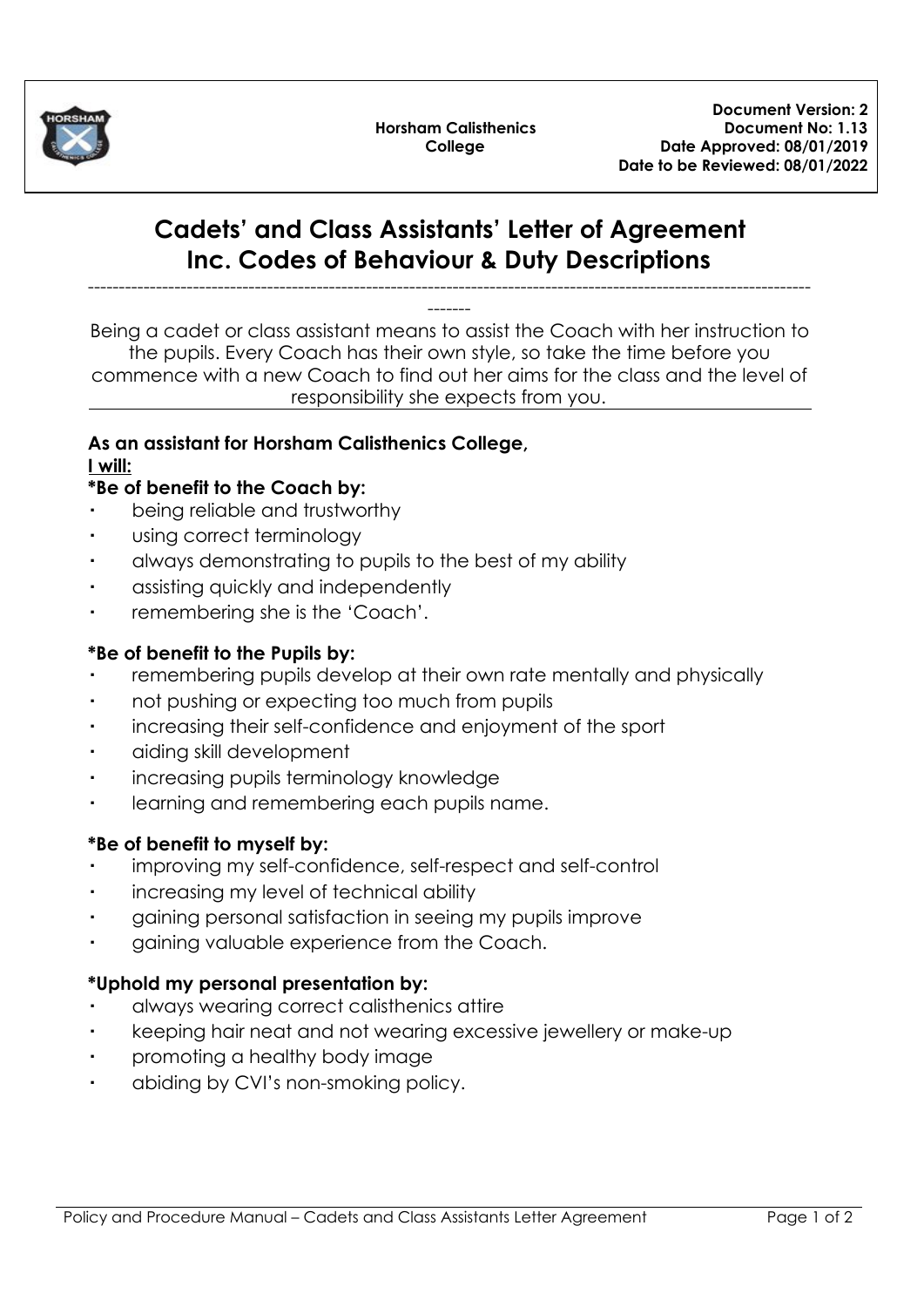Horsham Calisthenics College

**Document Version: 2**
**Document No: 1.13**
**Date Approved: 08/01/2019**
**Date to be Reviewed: 08/01/2022**

# Cadets' and Class Assistants' Letter of Agreement Inc. Codes of Behaviour & Duty Descriptions

---

Being a cadet or class assistant means to assist the Coach with her instruction to the pupils. Every Coach has their own style, so take the time before you commence with a new Coach to find out her aims for the class and the level of responsibility she expects from you.

**As an assistant for Horsham Calisthenics College,**
**I will:**

**\*Be of benefit to the Coach by:**

- being reliable and trustworthy
- using correct terminology
- always demonstrating to pupils to the best of my ability
- assisting quickly and independently
- remembering she is the 'Coach'.

**\*Be of benefit to the Pupils by:**

- remembering pupils develop at their own rate mentally and physically
- not pushing or expecting too much from pupils
- increasing their self-confidence and enjoyment of the sport
- aiding skill development
- increasing pupils terminology knowledge
- learning and remembering each pupils name.

**\*Be of benefit to myself by:**

- improving my self-confidence, self-respect and self-control
- increasing my level of technical ability
- gaining personal satisfaction in seeing my pupils improve
- gaining valuable experience from the Coach.

**\*Uphold my personal presentation by:**

- always wearing correct calisthenics attire
- keeping hair neat and not wearing excessive jewellery or make-up
- promoting a healthy body image
- abiding by CVI's non-smoking policy.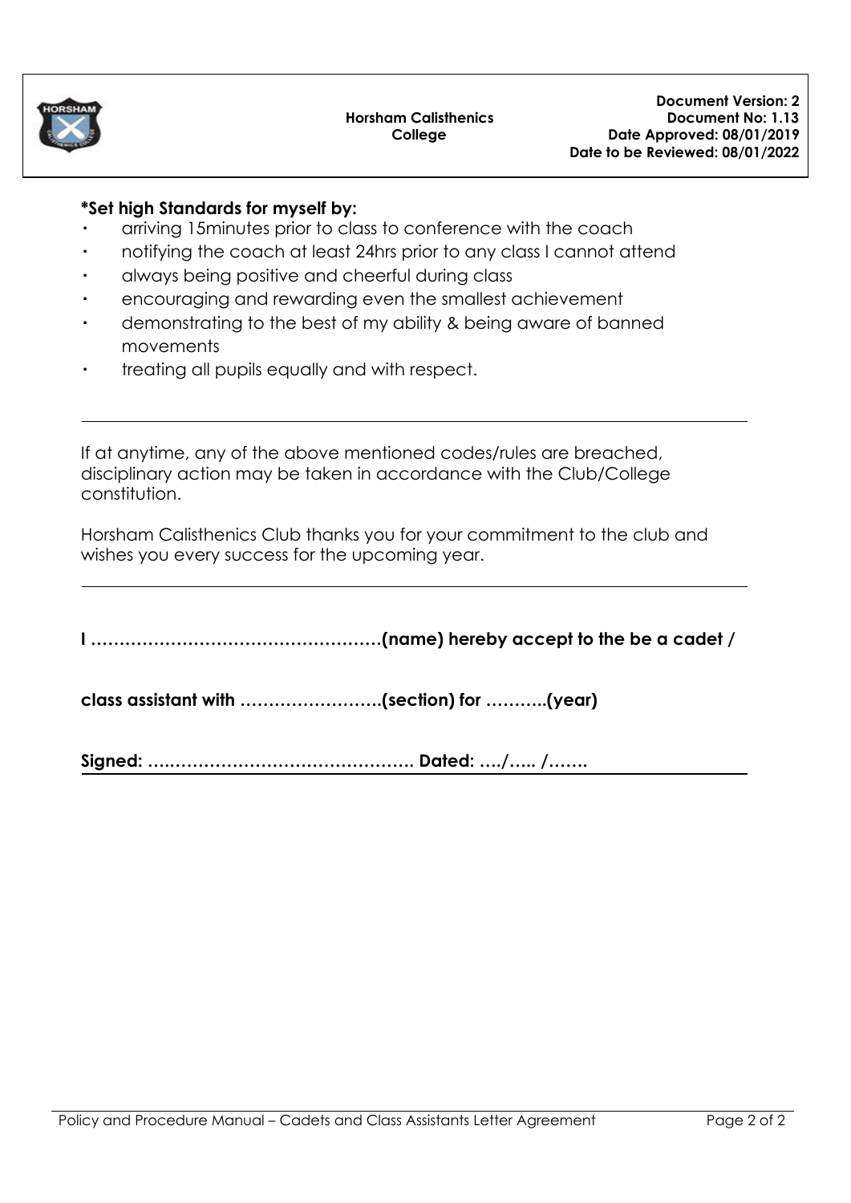**\*Set high Standards for myself by:**

- arriving 15minutes prior to class to conference with the coach
- notifying the coach at least 24hrs prior to any class I cannot attend
- always being positive and cheerful during class
- encouraging and rewarding even the smallest achievement
- demonstrating to the best of my ability & being aware of banned movements
- treating all pupils equally and with respect.

---

If at anytime, any of the above mentioned codes/rules are breached, disciplinary action may be taken in accordance with the Club/College constitution.

Horsham Calisthenics Club thanks you for your commitment to the club and wishes you every success for the upcoming year.

---

**I ……………………………………………(name) hereby accept to the be a cadet /**

**class assistant with …………………….(section) for ………..(year)**

**Signed: ………………………………………. Dated: …./….. /…….**